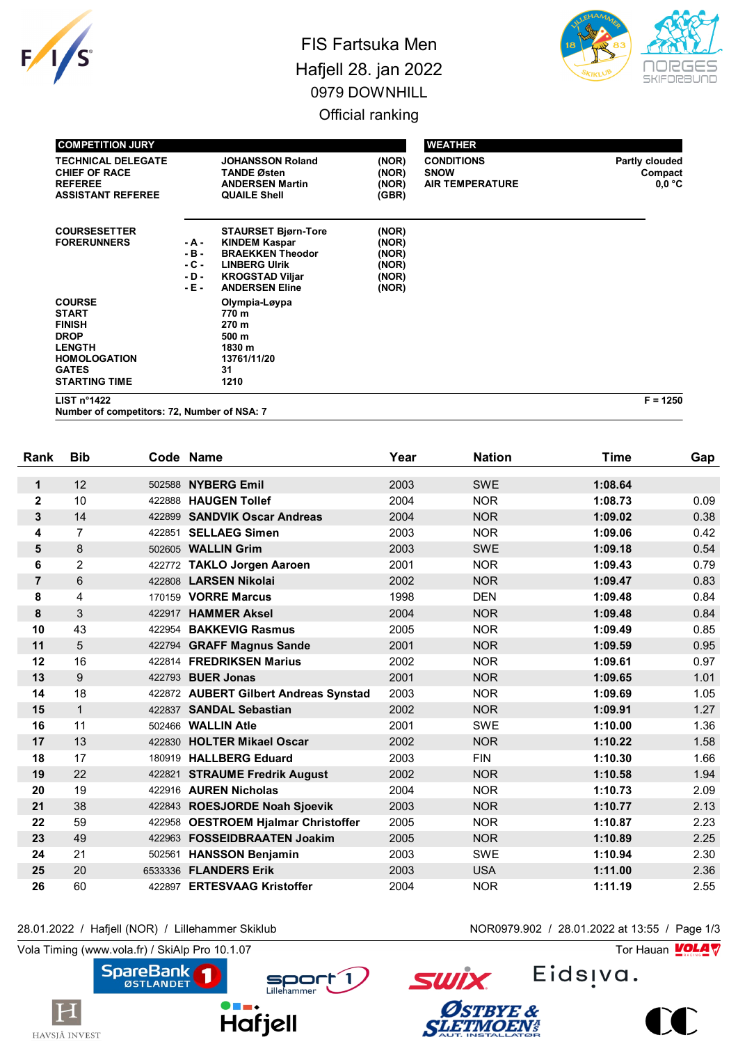# FIS Fartsuka Men

## Hafjell 28. jan 2022

### 0979 DOWNHILL

### Official ranking

| COMPETITION JURY | | |
|---|---|---|
| TECHNICAL DELEGATE | JOHANSSON Roland | (NOR) |
| CHIEF OF RACE | TANDE Østen | (NOR) |
| REFEREE | ANDERSEN Martin | (NOR) |
| ASSISTANT REFEREE | QUAILE Shell | (GBR) |

| WEATHER | |
|---|---|
| CONDITIONS | Partly clouded |
| SNOW | Compact |
| AIR TEMPERATURE | 0,0 °C |

| | | | |
|---|---|---|---|
| COURSESETTER | | STAURSET Bjørn-Tore | (NOR) |
| FORERUNNERS | - A - | KINDEM Kaspar | (NOR) |
| | - B - | BRAEKKEN Theodor | (NOR) |
| | - C - | LINBERG Ulrik | (NOR) |
| | - D - | KROGSTAD Viljar | (NOR) |
| | - E - | ANDERSEN Eline | (NOR) |

| | |
|---|---|
| COURSE | Olympia-Løypa |
| START | 770 m |
| FINISH | 270 m |
| DROP | 500 m |
| LENGTH | 1830 m |
| HOMOLOGATION | 13761/11/20 |
| GATES | 31 |
| STARTING TIME | 1210 |

LIST n°1422 F = 1250

Number of competitors: 72, Number of NSA: 7

| Rank | Bib | Code | Name | Year | Nation | Time | Gap |
|---|---|---|---|---|---|---|---|
| 1 | 12 | 502588 | NYBERG Emil | 2003 | SWE | 1:08.64 | |
| 2 | 10 | 422888 | HAUGEN Tollef | 2004 | NOR | 1:08.73 | 0.09 |
| 3 | 14 | 422899 | SANDVIK Oscar Andreas | 2004 | NOR | 1:09.02 | 0.38 |
| 4 | 7 | 422851 | SELLAEG Simen | 2003 | NOR | 1:09.06 | 0.42 |
| 5 | 8 | 502605 | WALLIN Grim | 2003 | SWE | 1:09.18 | 0.54 |
| 6 | 2 | 422772 | TAKLO Jorgen Aaroen | 2001 | NOR | 1:09.43 | 0.79 |
| 7 | 6 | 422808 | LARSEN Nikolai | 2002 | NOR | 1:09.47 | 0.83 |
| 8 | 4 | 170159 | VORRE Marcus | 1998 | DEN | 1:09.48 | 0.84 |
| 8 | 3 | 422917 | HAMMER Aksel | 2004 | NOR | 1:09.48 | 0.84 |
| 10 | 43 | 422954 | BAKKEVIG Rasmus | 2005 | NOR | 1:09.49 | 0.85 |
| 11 | 5 | 422794 | GRAFF Magnus Sande | 2001 | NOR | 1:09.59 | 0.95 |
| 12 | 16 | 422814 | FREDRIKSEN Marius | 2002 | NOR | 1:09.61 | 0.97 |
| 13 | 9 | 422793 | BUER Jonas | 2001 | NOR | 1:09.65 | 1.01 |
| 14 | 18 | 422872 | AUBERT Gilbert Andreas Synstad | 2003 | NOR | 1:09.69 | 1.05 |
| 15 | 1 | 422837 | SANDAL Sebastian | 2002 | NOR | 1:09.91 | 1.27 |
| 16 | 11 | 502466 | WALLIN Atle | 2001 | SWE | 1:10.00 | 1.36 |
| 17 | 13 | 422830 | HOLTER Mikael Oscar | 2002 | NOR | 1:10.22 | 1.58 |
| 18 | 17 | 180919 | HALLBERG Eduard | 2003 | FIN | 1:10.30 | 1.66 |
| 19 | 22 | 422821 | STRAUME Fredrik August | 2002 | NOR | 1:10.58 | 1.94 |
| 20 | 19 | 422916 | AUREN Nicholas | 2004 | NOR | 1:10.73 | 2.09 |
| 21 | 38 | 422843 | ROESJORDE Noah Sjoevik | 2003 | NOR | 1:10.77 | 2.13 |
| 22 | 59 | 422958 | OESTROEM Hjalmar Christoffer | 2005 | NOR | 1:10.87 | 2.23 |
| 23 | 49 | 422963 | FOSSEIDBRAATEN Joakim | 2005 | NOR | 1:10.89 | 2.25 |
| 24 | 21 | 502561 | HANSSON Benjamin | 2003 | SWE | 1:10.94 | 2.30 |
| 25 | 20 | 6533336 | FLANDERS Erik | 2003 | USA | 1:11.00 | 2.36 |
| 26 | 60 | 422897 | ERTESVAAG Kristoffer | 2004 | NOR | 1:11.19 | 2.55 |

28.01.2022 / Hafjell (NOR) / Lillehammer Skiklub NOR0979.902 / 28.01.2022 at 13:55

Vola Timing (www.vola.fr) / SkiAlp Pro 10.1.07 Tor Hauan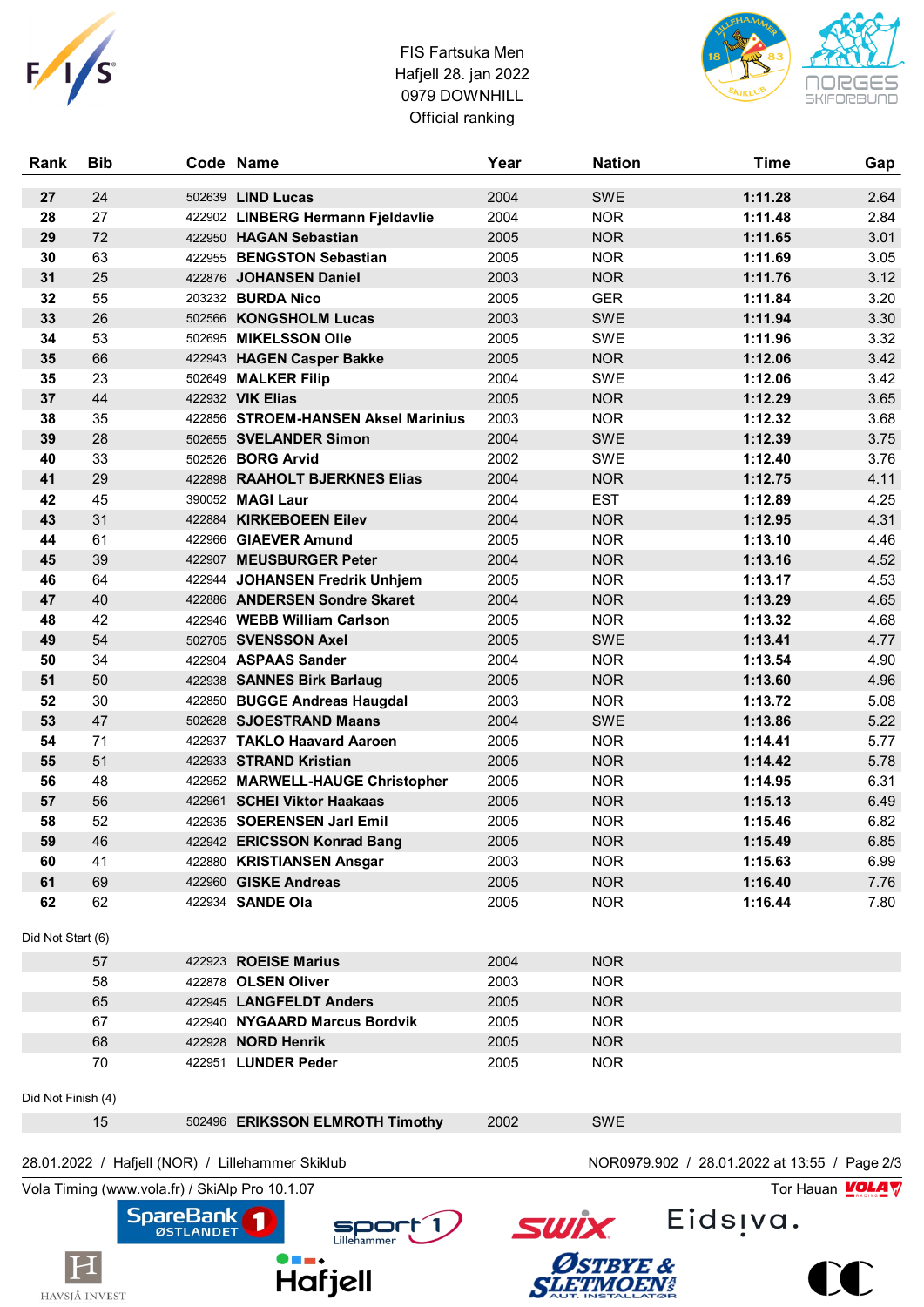FIS Fartsuka Men
Hafjell 28. jan 2022
0979 DOWNHILL
Official ranking

| Rank | Bib | Code | Name | Year | Nation | Time | Gap |
|---|---|---|---|---|---|---|---|
| **27** | 24 | 502639 | **LIND Lucas** | 2004 | SWE | **1:11.28** | 2.64 |
| **28** | 27 | 422902 | **LINBERG Hermann Fjeldavlie** | 2004 | NOR | **1:11.48** | 2.84 |
| **29** | 72 | 422950 | **HAGAN Sebastian** | 2005 | NOR | **1:11.65** | 3.01 |
| **30** | 63 | 422955 | **BENGSTON Sebastian** | 2005 | NOR | **1:11.69** | 3.05 |
| **31** | 25 | 422876 | **JOHANSEN Daniel** | 2003 | NOR | **1:11.76** | 3.12 |
| **32** | 55 | 203232 | **BURDA Nico** | 2005 | GER | **1:11.84** | 3.20 |
| **33** | 26 | 502566 | **KONGSHOLM Lucas** | 2003 | SWE | **1:11.94** | 3.30 |
| **34** | 53 | 502695 | **MIKELSSON Olle** | 2005 | SWE | **1:11.96** | 3.32 |
| **35** | 66 | 422943 | **HAGEN Casper Bakke** | 2005 | NOR | **1:12.06** | 3.42 |
| **35** | 23 | 502649 | **MALKER Filip** | 2004 | SWE | **1:12.06** | 3.42 |
| **37** | 44 | 422932 | **VIK Elias** | 2005 | NOR | **1:12.29** | 3.65 |
| **38** | 35 | 422856 | **STROEM-HANSEN Aksel Marinius** | 2003 | NOR | **1:12.32** | 3.68 |
| **39** | 28 | 502655 | **SVELANDER Simon** | 2004 | SWE | **1:12.39** | 3.75 |
| **40** | 33 | 502526 | **BORG Arvid** | 2002 | SWE | **1:12.40** | 3.76 |
| **41** | 29 | 422898 | **RAAHOLT BJERKNES Elias** | 2004 | NOR | **1:12.75** | 4.11 |
| **42** | 45 | 390052 | **MAGI Laur** | 2004 | EST | **1:12.89** | 4.25 |
| **43** | 31 | 422884 | **KIRKEBOEEN Eilev** | 2004 | NOR | **1:12.95** | 4.31 |
| **44** | 61 | 422966 | **GIAEVER Amund** | 2005 | NOR | **1:13.10** | 4.46 |
| **45** | 39 | 422907 | **MEUSBURGER Peter** | 2004 | NOR | **1:13.16** | 4.52 |
| **46** | 64 | 422944 | **JOHANSEN Fredrik Unhjem** | 2005 | NOR | **1:13.17** | 4.53 |
| **47** | 40 | 422886 | **ANDERSEN Sondre Skaret** | 2004 | NOR | **1:13.29** | 4.65 |
| **48** | 42 | 422946 | **WEBB William Carlson** | 2005 | NOR | **1:13.32** | 4.68 |
| **49** | 54 | 502705 | **SVENSSON Axel** | 2005 | SWE | **1:13.41** | 4.77 |
| **50** | 34 | 422904 | **ASPAAS Sander** | 2004 | NOR | **1:13.54** | 4.90 |
| **51** | 50 | 422938 | **SANNES Birk Barlaug** | 2005 | NOR | **1:13.60** | 4.96 |
| **52** | 30 | 422850 | **BUGGE Andreas Haugdal** | 2003 | NOR | **1:13.72** | 5.08 |
| **53** | 47 | 502628 | **SJOESTRAND Maans** | 2004 | SWE | **1:13.86** | 5.22 |
| **54** | 71 | 422937 | **TAKLO Haavard Aaroen** | 2005 | NOR | **1:14.41** | 5.77 |
| **55** | 51 | 422933 | **STRAND Kristian** | 2005 | NOR | **1:14.42** | 5.78 |
| **56** | 48 | 422952 | **MARWELL-HAUGE Christopher** | 2005 | NOR | **1:14.95** | 6.31 |
| **57** | 56 | 422961 | **SCHEI Viktor Haakaas** | 2005 | NOR | **1:15.13** | 6.49 |
| **58** | 52 | 422935 | **SOERENSEN Jarl Emil** | 2005 | NOR | **1:15.46** | 6.82 |
| **59** | 46 | 422942 | **ERICSSON Konrad Bang** | 2005 | NOR | **1:15.49** | 6.85 |
| **60** | 41 | 422880 | **KRISTIANSEN Ansgar** | 2003 | NOR | **1:15.63** | 6.99 |
| **61** | 69 | 422960 | **GISKE Andreas** | 2005 | NOR | **1:16.40** | 7.76 |
| **62** | 62 | 422934 | **SANDE Ola** | 2005 | NOR | **1:16.44** | 7.80 |

Did Not Start (6)

| Bib | Code | Name | Year | Nation |
|---|---|---|---|---|
| 57 | 422923 | **ROEISE Marius** | 2004 | NOR |
| 58 | 422878 | **OLSEN Oliver** | 2003 | NOR |
| 65 | 422945 | **LANGFELDT Anders** | 2005 | NOR |
| 67 | 422940 | **NYGAARD Marcus Bordvik** | 2005 | NOR |
| 68 | 422928 | **NORD Henrik** | 2005 | NOR |
| 70 | 422951 | **LUNDER Peder** | 2005 | NOR |

Did Not Finish (4)

| Bib | Code | Name | Year | Nation |
|---|---|---|---|---|
| 15 | 502496 | **ERIKSSON ELMROTH Timothy** | 2002 | SWE |

28.01.2022 / Hafjell (NOR) / Lillehammer Skiklub — NOR0979.902 / 28.01.2022 at 13:55

Vola Timing (www.vola.fr) / SkiAlp Pro 10.1.07 — Tor Hauan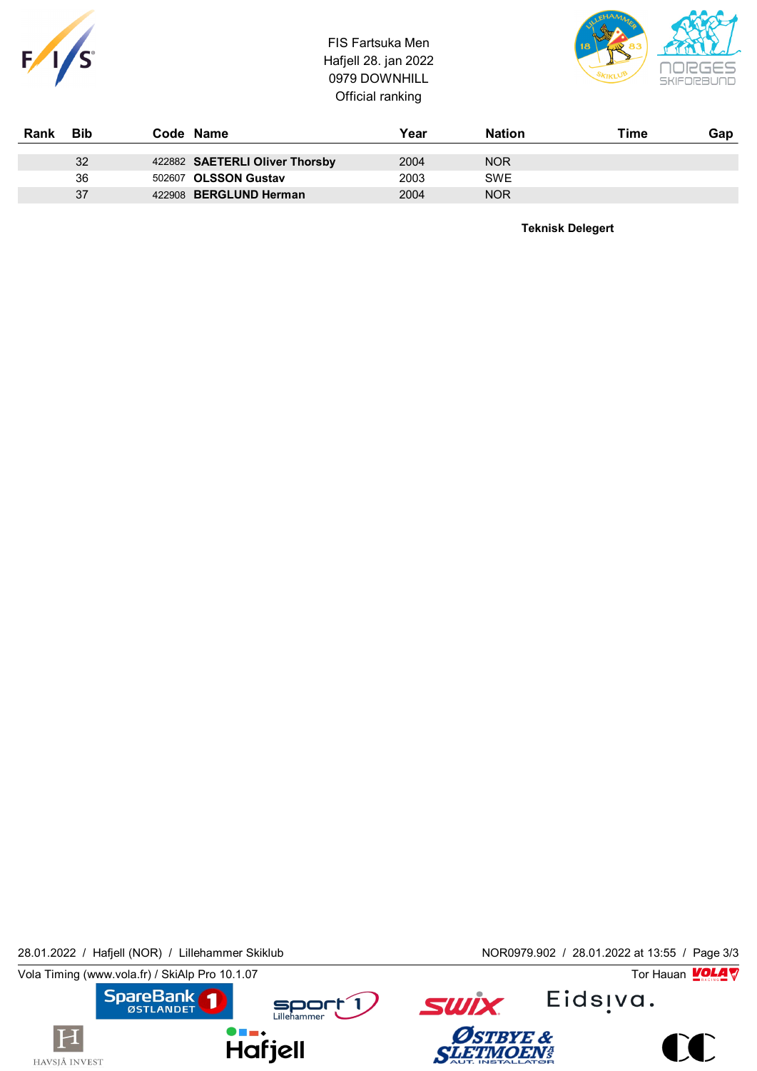FIS Fartsuka Men
Hafjell 28. jan 2022
0979 DOWNHILL
Official ranking

| Rank | Bib | Code | Name | Year | Nation | Time | Gap |
|---|---|---|---|---|---|---|---|
| | 32 | 422882 | **SAETERLI Oliver Thorsby** | 2004 | NOR | | |
| | 36 | 502607 | **OLSSON Gustav** | 2003 | SWE | | |
| | 37 | 422908 | **BERGLUND Herman** | 2004 | NOR | | |

**Teknisk Delegert**

28.01.2022 / Hafjell (NOR) / Lillehammer Skiklub

NOR0979.902 / 28.01.2022 at 13:55

Vola Timing (www.vola.fr) / SkiAlp Pro 10.1.07

Tor Hauan